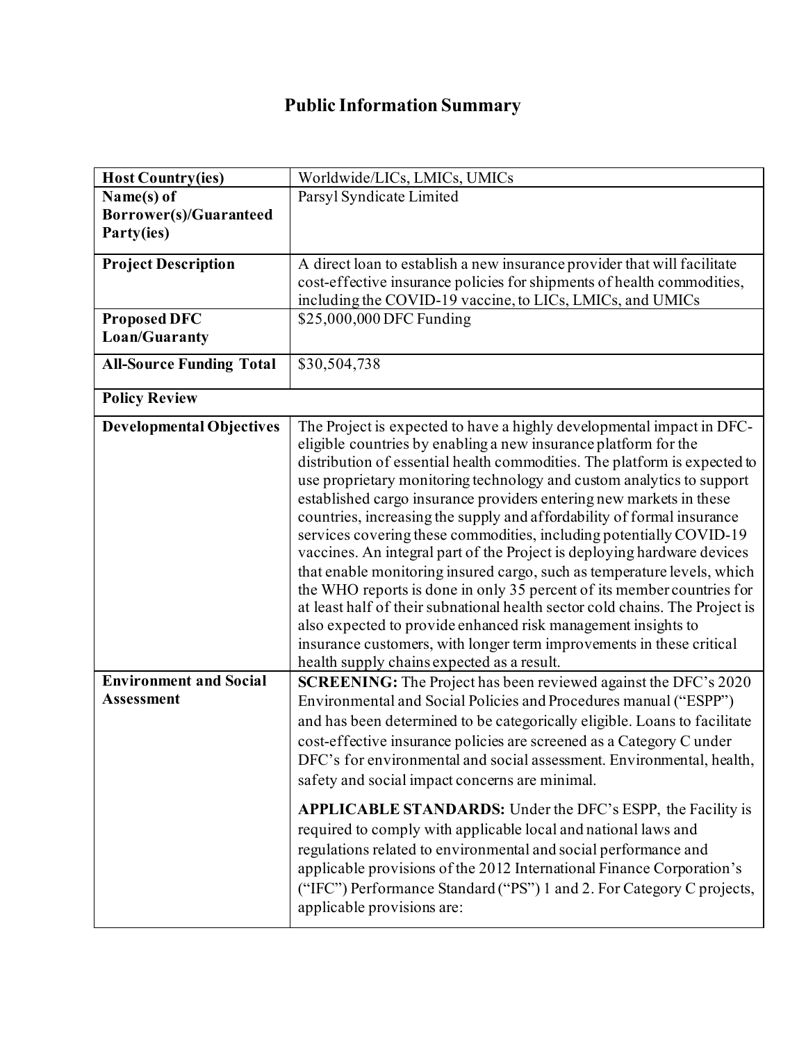# Public Information Summary

| **Host Country(ies)** | Worldwide/LICs, LMICs, UMICs |
|---|---|
| **Name(s) of Borrower(s)/Guaranteed Party(ies)** | Parsyl Syndicate Limited |
| **Project Description** | A direct loan to establish a new insurance provider that will facilitate cost-effective insurance policies for shipments of health commodities, including the COVID-19 vaccine, to LICs, LMICs, and UMICs |
| **Proposed DFC Loan/Guaranty** | $25,000,000 DFC Funding |
| **All-Source Funding Total** | $30,504,738 |
| **Policy Review** | |
| **Developmental Objectives** | The Project is expected to have a highly developmental impact in DFC-eligible countries by enabling a new insurance platform for the distribution of essential health commodities. The platform is expected to use proprietary monitoring technology and custom analytics to support established cargo insurance providers entering new markets in these countries, increasing the supply and affordability of formal insurance services covering these commodities, including potentially COVID-19 vaccines. An integral part of the Project is deploying hardware devices that enable monitoring insured cargo, such as temperature levels, which the WHO reports is done in only 35 percent of its member countries for at least half of their subnational health sector cold chains. The Project is also expected to provide enhanced risk management insights to insurance customers, with longer term improvements in these critical health supply chains expected as a result. |
| **Environment and Social Assessment** | **SCREENING:** The Project has been reviewed against the DFC's 2020 Environmental and Social Policies and Procedures manual ("ESPP") and has been determined to be categorically eligible. Loans to facilitate cost-effective insurance policies are screened as a Category C under DFC's for environmental and social assessment. Environmental, health, safety and social impact concerns are minimal.<br><br>**APPLICABLE STANDARDS:** Under the DFC's ESPP, the Facility is required to comply with applicable local and national laws and regulations related to environmental and social performance and applicable provisions of the 2012 International Finance Corporation's ("IFC") Performance Standard ("PS") 1 and 2. For Category C projects, applicable provisions are: |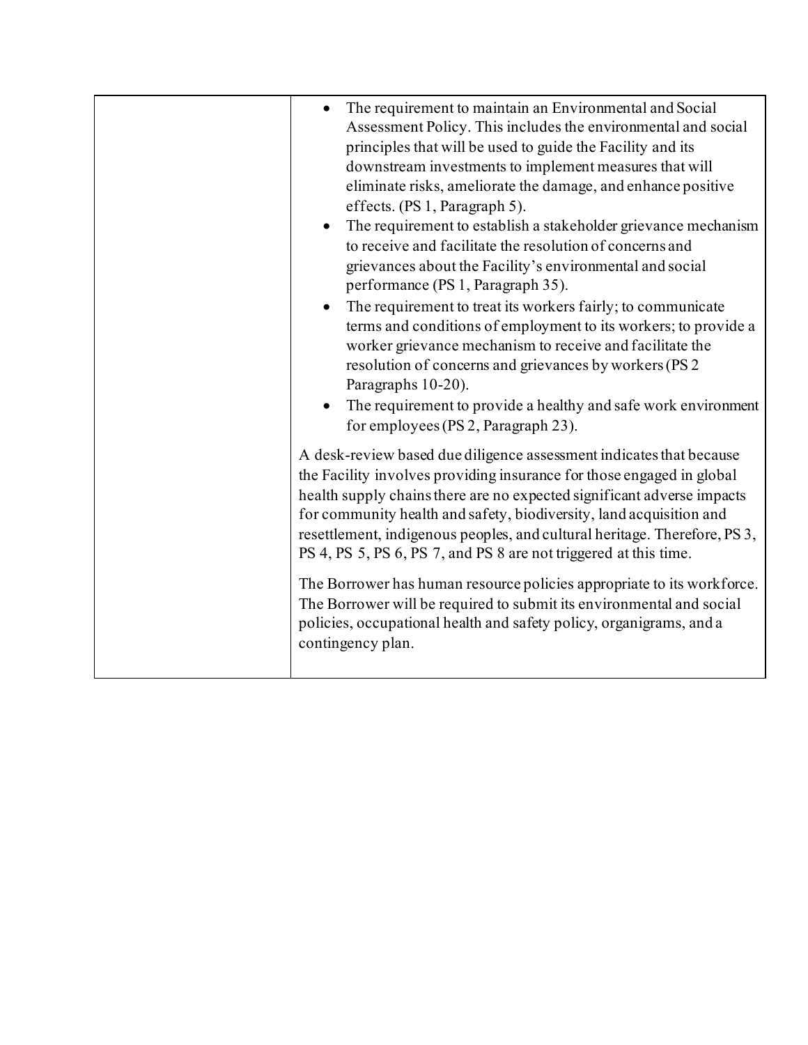| | |
|---|---|
| | • The requirement to maintain an Environmental and Social Assessment Policy. This includes the environmental and social principles that will be used to guide the Facility and its downstream investments to implement measures that will eliminate risks, ameliorate the damage, and enhance positive effects. (PS 1, Paragraph 5).<br>• The requirement to establish a stakeholder grievance mechanism to receive and facilitate the resolution of concerns and grievances about the Facility's environmental and social performance (PS 1, Paragraph 35).<br>• The requirement to treat its workers fairly; to communicate terms and conditions of employment to its workers; to provide a worker grievance mechanism to receive and facilitate the resolution of concerns and grievances by workers (PS 2 Paragraphs 10-20).<br>• The requirement to provide a healthy and safe work environment for employees (PS 2, Paragraph 23).<br><br>A desk-review based due diligence assessment indicates that because the Facility involves providing insurance for those engaged in global health supply chains there are no expected significant adverse impacts for community health and safety, biodiversity, land acquisition and resettlement, indigenous peoples, and cultural heritage. Therefore, PS 3, PS 4, PS 5, PS 6, PS 7, and PS 8 are not triggered at this time.<br><br>The Borrower has human resource policies appropriate to its workforce. The Borrower will be required to submit its environmental and social policies, occupational health and safety policy, organigrams, and a contingency plan. |